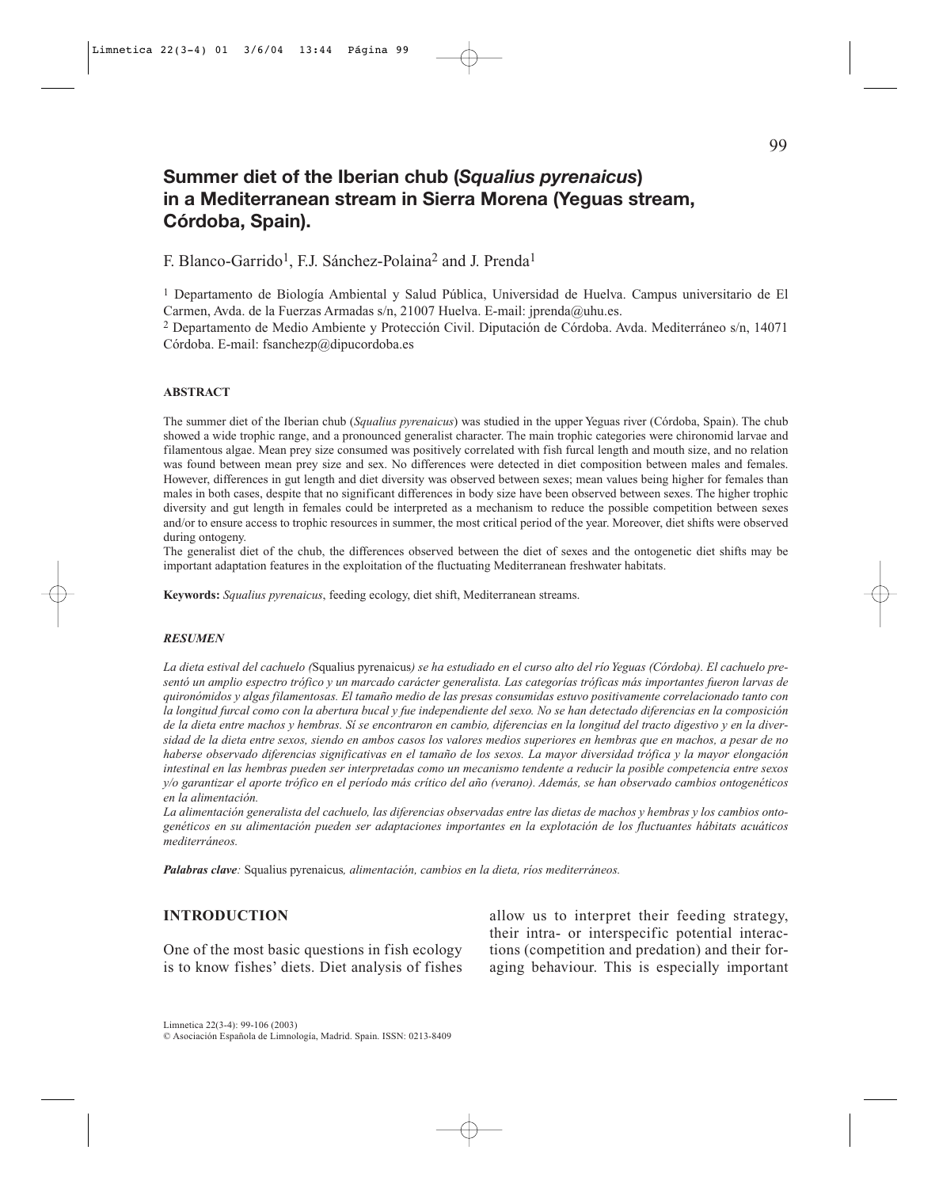# Summer diet of the Iberian chub (*Squalius pyrenaicus*) in a Mediterranean stream in Sierra Morena (Yeguas stream, Córdoba, Spain).

F. Blanco-Garrido[1], F.J. Sánchez-Polaina[2] and J. Prenda[1]

[1] Departamento de Biología Ambiental y Salud Pública, Universidad de Huelva. Campus universitario de El Carmen, Avda. de la Fuerzas Armadas s/n, 21007 Huelva. E-mail: jprenda@uhu.es.

[2] Departamento de Medio Ambiente y Protección Civil. Diputación de Córdoba. Avda. Mediterráneo s/n, 14071 Córdoba. E-mail: fsanchezp@dipucordoba.es

### ABSTRACT

The summer diet of the Iberian chub (*Squalius pyrenaicus*) was studied in the upper Yeguas river (Córdoba, Spain). The chub showed a wide trophic range, and a pronounced generalist character. The main trophic categories were chironomid larvae and filamentous algae. Mean prey size consumed was positively correlated with fish furcal length and mouth size, and no relation was found between mean prey size and sex. No differences were detected in diet composition between males and females. However, differences in gut length and diet diversity was observed between sexes; mean values being higher for females than males in both cases, despite that no significant differences in body size have been observed between sexes. The higher trophic diversity and gut length in females could be interpreted as a mechanism to reduce the possible competition between sexes and/or to ensure access to trophic resources in summer, the most critical period of the year. Moreover, diet shifts were observed during ontogeny.

The generalist diet of the chub, the differences observed between the diet of sexes and the ontogenetic diet shifts may be important adaptation features in the exploitation of the fluctuating Mediterranean freshwater habitats.

**Keywords:** *Squalius pyrenaicus*, feeding ecology, diet shift, Mediterranean streams.

### *RESUMEN*

*La dieta estival del cachuelo (*Squalius pyrenaicus*) se ha estudiado en el curso alto del río Yeguas (Córdoba). El cachuelo presentó un amplio espectro trófico y un marcado carácter generalista. Las categorías tróficas más importantes fueron larvas de quironómidos y algas filamentosas. El tamaño medio de las presas consumidas estuvo positivamente correlacionado tanto con la longitud furcal como con la abertura bucal y fue independiente del sexo. No se han detectado diferencias en la composición de la dieta entre machos y hembras. Sí se encontraron en cambio, diferencias en la longitud del tracto digestivo y en la diversidad de la dieta entre sexos, siendo en ambos casos los valores medios superiores en hembras que en machos, a pesar de no haberse observado diferencias significativas en el tamaño de los sexos. La mayor diversidad trófica y la mayor elongación intestinal en las hembras pueden ser interpretadas como un mecanismo tendente a reducir la posible competencia entre sexos y/o garantizar el aporte trófico en el período más crítico del año (verano). Además, se han observado cambios ontogenéticos en la alimentación.*

*La alimentación generalista del cachuelo, las diferencias observadas entre las dietas de machos y hembras y los cambios ontogenéticos en su alimentación pueden ser adaptaciones importantes en la explotación de los fluctuantes hábitats acuáticos mediterráneos.*

***Palabras clave**:* Squalius pyrenaicus*, alimentación, cambios en la dieta, ríos mediterráneos.*

## INTRODUCTION

One of the most basic questions in fish ecology is to know fishes' diets. Diet analysis of fishes allow us to interpret their feeding strategy, their intra- or interspecific potential interactions (competition and predation) and their foraging behaviour. This is especially important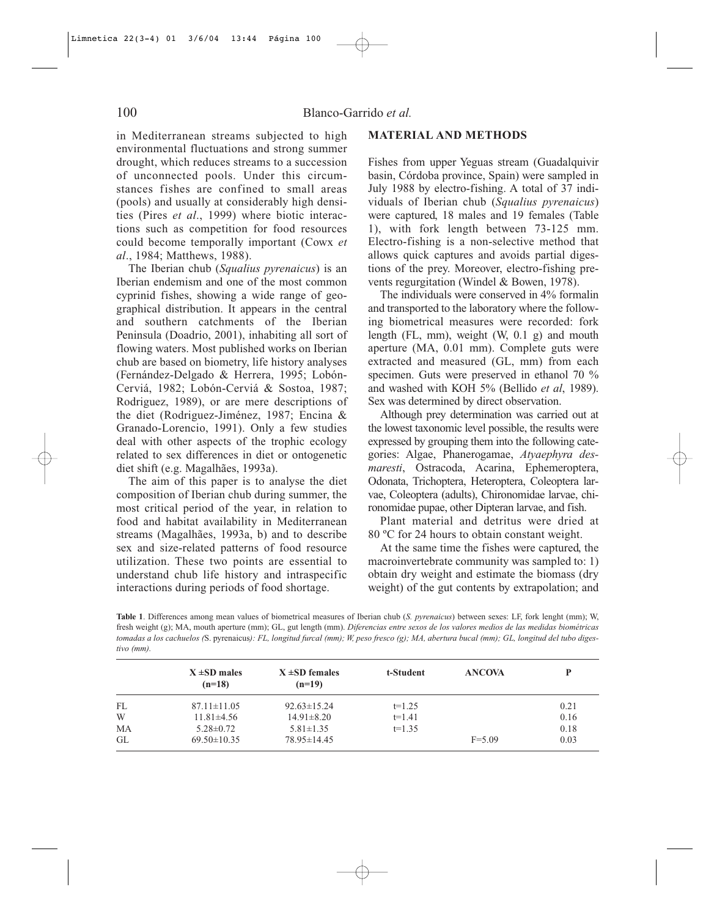in Mediterranean streams subjected to high environmental fluctuations and strong summer drought, which reduces streams to a succession of unconnected pools. Under this circumstances fishes are confined to small areas (pools) and usually at considerably high densities (Pires *et al*., 1999) where biotic interactions such as competition for food resources could become temporally important (Cowx *et al*., 1984; Matthews, 1988).

The Iberian chub (*Squalius pyrenaicus*) is an Iberian endemism and one of the most common cyprinid fishes, showing a wide range of geographical distribution. It appears in the central and southern catchments of the Iberian Peninsula (Doadrio, 2001), inhabiting all sort of flowing waters. Most published works on Iberian chub are based on biometry, life history analyses (Fernández-Delgado & Herrera, 1995; Lobón-Cerviá, 1982; Lobón-Cerviá & Sostoa, 1987; Rodriguez, 1989), or are mere descriptions of the diet (Rodriguez-Jiménez, 1987; Encina & Granado-Lorencio, 1991). Only a few studies deal with other aspects of the trophic ecology related to sex differences in diet or ontogenetic diet shift (e.g. Magalhães, 1993a).

The aim of this paper is to analyse the diet composition of Iberian chub during summer, the most critical period of the year, in relation to food and habitat availability in Mediterranean streams (Magalhães, 1993a, b) and to describe sex and size-related patterns of food resource utilization. These two points are essential to understand chub life history and intraspecific interactions during periods of food shortage.

## MATERIAL AND METHODS

Fishes from upper Yeguas stream (Guadalquivir basin, Córdoba province, Spain) were sampled in July 1988 by electro-fishing. A total of 37 individuals of Iberian chub (*Squalius pyrenaicus*) were captured, 18 males and 19 females (Table 1), with fork length between 73-125 mm. Electro-fishing is a non-selective method that allows quick captures and avoids partial digestions of the prey. Moreover, electro-fishing prevents regurgitation (Windel & Bowen, 1978).

The individuals were conserved in 4% formalin and transported to the laboratory where the following biometrical measures were recorded: fork length (FL, mm), weight (W, 0.1 g) and mouth aperture (MA, 0.01 mm). Complete guts were extracted and measured (GL, mm) from each specimen. Guts were preserved in ethanol 70 % and washed with KOH 5% (Bellido *et al*, 1989). Sex was determined by direct observation.

Although prey determination was carried out at the lowest taxonomic level possible, the results were expressed by grouping them into the following categories: Algae, Phanerogamae, *Atyaephyra desmaresti*, Ostracoda, Acarina, Ephemeroptera, Odonata, Trichoptera, Heteroptera, Coleoptera larvae, Coleoptera (adults), Chironomidae larvae, chironomidae pupae, other Dipteran larvae, and fish.

Plant material and detritus were dried at 80 ºC for 24 hours to obtain constant weight.

At the same time the fishes were captured, the macroinvertebrate community was sampled to: 1) obtain dry weight and estimate the biomass (dry weight) of the gut contents by extrapolation; and

**Table 1**. Differences among mean values of biometrical measures of Iberian chub (*S. pyrenaicus*) between sexes: LF, fork lenght (mm); W, fresh weight (g); MA, mouth aperture (mm); GL, gut length (mm). *Diferencias entre sexos de los valores medios de las medidas biométricas tomadas a los cachuelos (*S. pyrenaicus*): FL, longitud furcal (mm); W, peso fresco (g); MA, abertura bucal (mm); GL, longitud del tubo digestivo (mm).*

| | X ±SD males (n=18) | X ±SD females (n=19) | t-Student | ANCOVA | P |
|---|---|---|---|---|---|
| FL | 87.11±11.05 | 92.63±15.24 | t=1.25 | | 0.21 |
| W | 11.81±4.56 | 14.91±8.20 | t=1.41 | | 0.16 |
| MA | 5.28±0.72 | 5.81±1.35 | t=1.35 | | 0.18 |
| GL | 69.50±10.35 | 78.95±14.45 | | F=5.09 | 0.03 |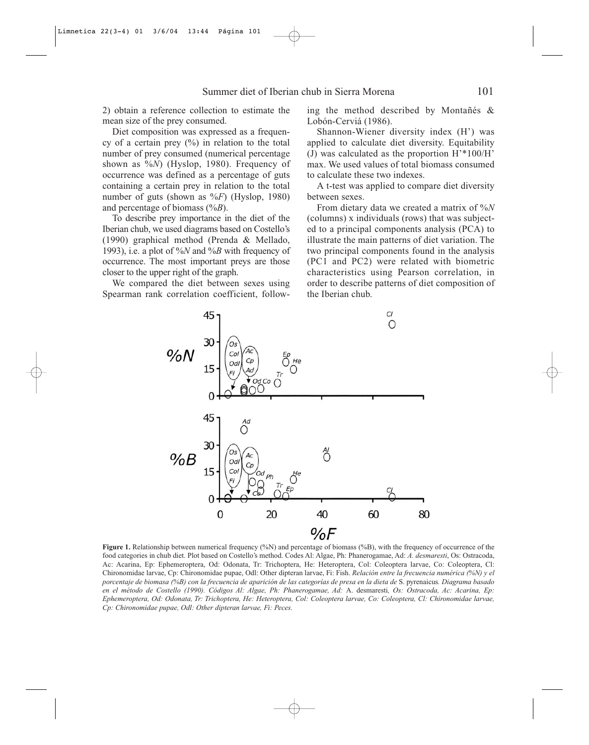2) obtain a reference collection to estimate the mean size of the prey consumed.

Diet composition was expressed as a frequency of a certain prey (%) in relation to the total number of prey consumed (numerical percentage shown as %*N*) (Hyslop, 1980). Frequency of occurrence was defined as a percentage of guts containing a certain prey in relation to the total number of guts (shown as %*F*) (Hyslop, 1980) and percentage of biomass (%*B*).

To describe prey importance in the diet of the Iberian chub, we used diagrams based on Costello's (1990) graphical method (Prenda & Mellado, 1993), i.e. a plot of %*N* and %*B* with frequency of occurrence. The most important preys are those closer to the upper right of the graph.

We compared the diet between sexes using Spearman rank correlation coefficient, following the method described by Montañés & Lobón-Cerviá (1986).

Shannon-Wiener diversity index (H') was applied to calculate diet diversity. Equitability (J) was calculated as the proportion H'*100/H' max. We used values of total biomass consumed to calculate these two indexes.

A t-test was applied to compare diet diversity between sexes.

From dietary data we created a matrix of %*N* (columns) x individuals (rows) that was subjected to a principal components analysis (PCA) to illustrate the main patterns of diet variation. The two principal components found in the analysis (PC1 and PC2) were related with biometric characteristics using Pearson correlation, in order to describe patterns of diet composition of the Iberian chub.

**Figure 1.** Relationship between numerical frequency (%N) and percentage of biomass (%B), with the frequency of occurrence of the food categories in chub diet. Plot based on Costello's method. Codes Al: Algae, Ph: Phanerogamae, Ad: *A. desmaresti*, Os: Ostracoda, Ac: Acarina, Ep: Ephemeroptera, Od: Odonata, Tr: Trichoptera, He: Heteroptera, Col: Coleoptera larvae, Co: Coleoptera, Cl: Chironomidae larvae, Cp: Chironomidae pupae, Odl: Other dipteran larvae, Fi: Fish. *Relación entre la frecuencia numérica (%N) y el porcentaje de biomasa (%B) con la frecuencia de aparición de las categorías de presa en la dieta de* S. pyrenaicus. *Diagrama basado en el método de Costello (1990). Códigos Al: Algae, Ph: Phanerogamae, Ad:* A. desmaresti*, Os: Ostracoda, Ac: Acarina, Ep: Ephemeroptera, Od: Odonata, Tr: Trichoptera, He: Heteroptera, Col: Coleoptera larvae, Co: Coleoptera, Cl: Chironomidae larvae, Cp: Chironomidae pupae, Odl: Other dipteran larvae, Fi: Peces.*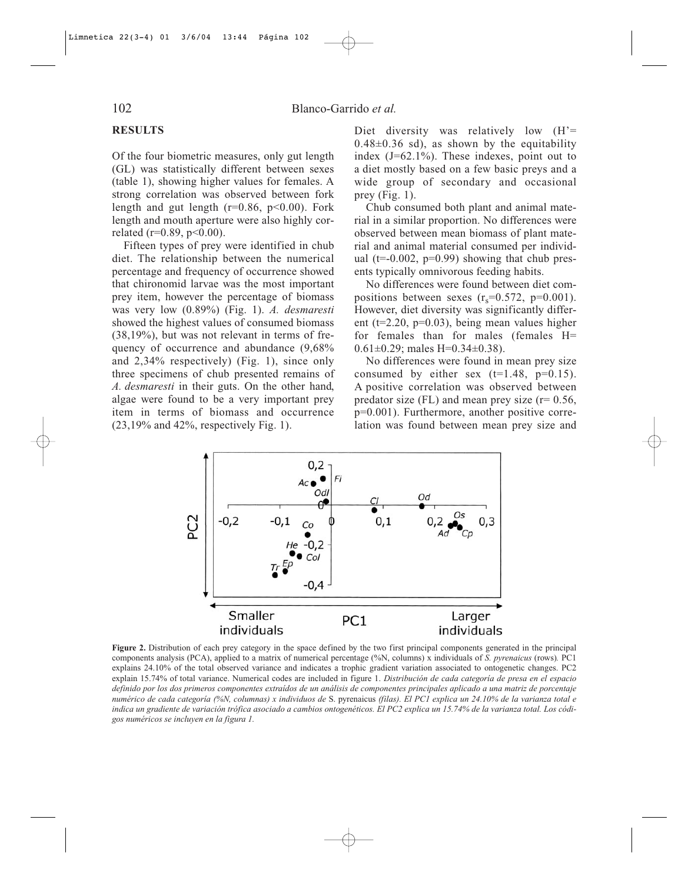## RESULTS

Of the four biometric measures, only gut length (GL) was statistically different between sexes (table 1), showing higher values for females. A strong correlation was observed between fork length and gut length ($r=0.86$, $p<0.00$). Fork length and mouth aperture were also highly correlated ($r=0.89$, $p<0.00$).

Fifteen types of prey were identified in chub diet. The relationship between the numerical percentage and frequency of occurrence showed that chironomid larvae was the most important prey item, however the percentage of biomass was very low (0.89%) (Fig. 1). *A. desmaresti* showed the highest values of consumed biomass (38,19%), but was not relevant in terms of frequency of occurrence and abundance (9,68% and 2,34% respectively) (Fig. 1), since only three specimens of chub presented remains of *A. desmaresti* in their guts. On the other hand, algae were found to be a very important prey item in terms of biomass and occurrence (23,19% and 42%, respectively Fig. 1).

Diet diversity was relatively low ($H'=0.48\pm0.36$ sd), as shown by the equitability index ($J=62.1\%$). These indexes, point out to a diet mostly based on a few basic preys and a wide group of secondary and occasional prey (Fig. 1).

Chub consumed both plant and animal material in a similar proportion. No differences were observed between mean biomass of plant material and animal material consumed per individual ($t=-0.002$, $p=0.99$) showing that chub presents typically omnivorous feeding habits.

No differences were found between diet compositions between sexes ($r_s=0.572$, $p=0.001$). However, diet diversity was significantly different ($t=2.20$, $p=0.03$), being mean values higher for females than for males (females $H=0.61\pm0.29$; males $H=0.34\pm0.38$).

No differences were found in mean prey size consumed by either sex ($t=1.48$, $p=0.15$). A positive correlation was observed between predator size (FL) and mean prey size ($r=0.56$, $p=0.001$). Furthermore, another positive correlation was found between mean prey size and

**Figure 2.** Distribution of each prey category in the space defined by the two first principal components generated in the principal components analysis (PCA), applied to a matrix of numerical percentage (%N, columns) x individuals of *S. pyrenaicus* (rows). PC1 explains 24.10% of the total observed variance and indicates a trophic gradient variation associated to ontogenetic changes. PC2 explain 15.74% of total variance. Numerical codes are included in figure 1. *Distribución de cada categoría de presa en el espacio definido por los dos primeros componentes extraídos de un análisis de componentes principales aplicado a una matriz de porcentaje numérico de cada categoría (%N, columnas) x individuos de* S. pyrenaicus *(filas). El PC1 explica un 24.10% de la varianza total e indica un gradiente de variación trófica asociado a cambios ontogenéticos. El PC2 explica un 15.74% de la varianza total. Los códigos numéricos se incluyen en la figura 1.*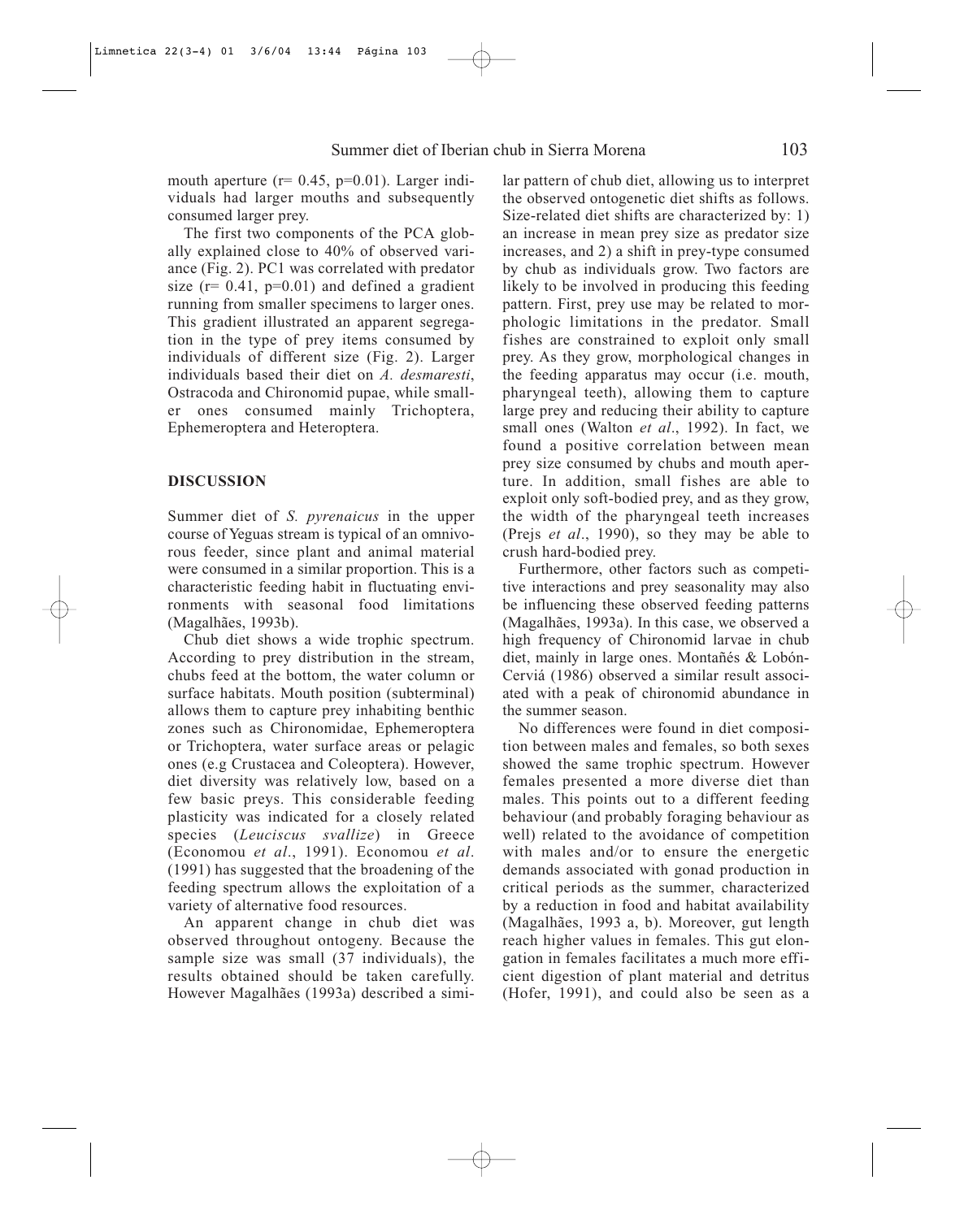mouth aperture ($r= 0.45$, $p=0.01$). Larger individuals had larger mouths and subsequently consumed larger prey.

The first two components of the PCA globally explained close to 40% of observed variance (Fig. 2). PC1 was correlated with predator size ($r= 0.41$, $p=0.01$) and defined a gradient running from smaller specimens to larger ones. This gradient illustrated an apparent segregation in the type of prey items consumed by individuals of different size (Fig. 2). Larger individuals based their diet on *A. desmaresti*, Ostracoda and Chironomid pupae, while smaller ones consumed mainly Trichoptera, Ephemeroptera and Heteroptera.

## DISCUSSION

Summer diet of *S. pyrenaicus* in the upper course of Yeguas stream is typical of an omnivorous feeder, since plant and animal material were consumed in a similar proportion. This is a characteristic feeding habit in fluctuating environments with seasonal food limitations (Magalhães, 1993b).

Chub diet shows a wide trophic spectrum. According to prey distribution in the stream, chubs feed at the bottom, the water column or surface habitats. Mouth position (subterminal) allows them to capture prey inhabiting benthic zones such as Chironomidae, Ephemeroptera or Trichoptera, water surface areas or pelagic ones (e.g Crustacea and Coleoptera). However, diet diversity was relatively low, based on a few basic preys. This considerable feeding plasticity was indicated for a closely related species (*Leuciscus svallize*) in Greece (Economou *et al*., 1991). Economou *et al*. (1991) has suggested that the broadening of the feeding spectrum allows the exploitation of a variety of alternative food resources.

An apparent change in chub diet was observed throughout ontogeny. Because the sample size was small (37 individuals), the results obtained should be taken carefully. However Magalhães (1993a) described a similar pattern of chub diet, allowing us to interpret the observed ontogenetic diet shifts as follows. Size-related diet shifts are characterized by: 1) an increase in mean prey size as predator size increases, and 2) a shift in prey-type consumed by chub as individuals grow. Two factors are likely to be involved in producing this feeding pattern. First, prey use may be related to morphologic limitations in the predator. Small fishes are constrained to exploit only small prey. As they grow, morphological changes in the feeding apparatus may occur (i.e. mouth, pharyngeal teeth), allowing them to capture large prey and reducing their ability to capture small ones (Walton *et al*., 1992). In fact, we found a positive correlation between mean prey size consumed by chubs and mouth aperture. In addition, small fishes are able to exploit only soft-bodied prey, and as they grow, the width of the pharyngeal teeth increases (Prejs *et al*., 1990), so they may be able to crush hard-bodied prey.

Furthermore, other factors such as competitive interactions and prey seasonality may also be influencing these observed feeding patterns (Magalhães, 1993a). In this case, we observed a high frequency of Chironomid larvae in chub diet, mainly in large ones. Montañés & Lobón-Cerviá (1986) observed a similar result associated with a peak of chironomid abundance in the summer season.

No differences were found in diet composition between males and females, so both sexes showed the same trophic spectrum. However females presented a more diverse diet than males. This points out to a different feeding behaviour (and probably foraging behaviour as well) related to the avoidance of competition with males and/or to ensure the energetic demands associated with gonad production in critical periods as the summer, characterized by a reduction in food and habitat availability (Magalhães, 1993 a, b). Moreover, gut length reach higher values in females. This gut elongation in females facilitates a much more efficient digestion of plant material and detritus (Hofer, 1991), and could also be seen as a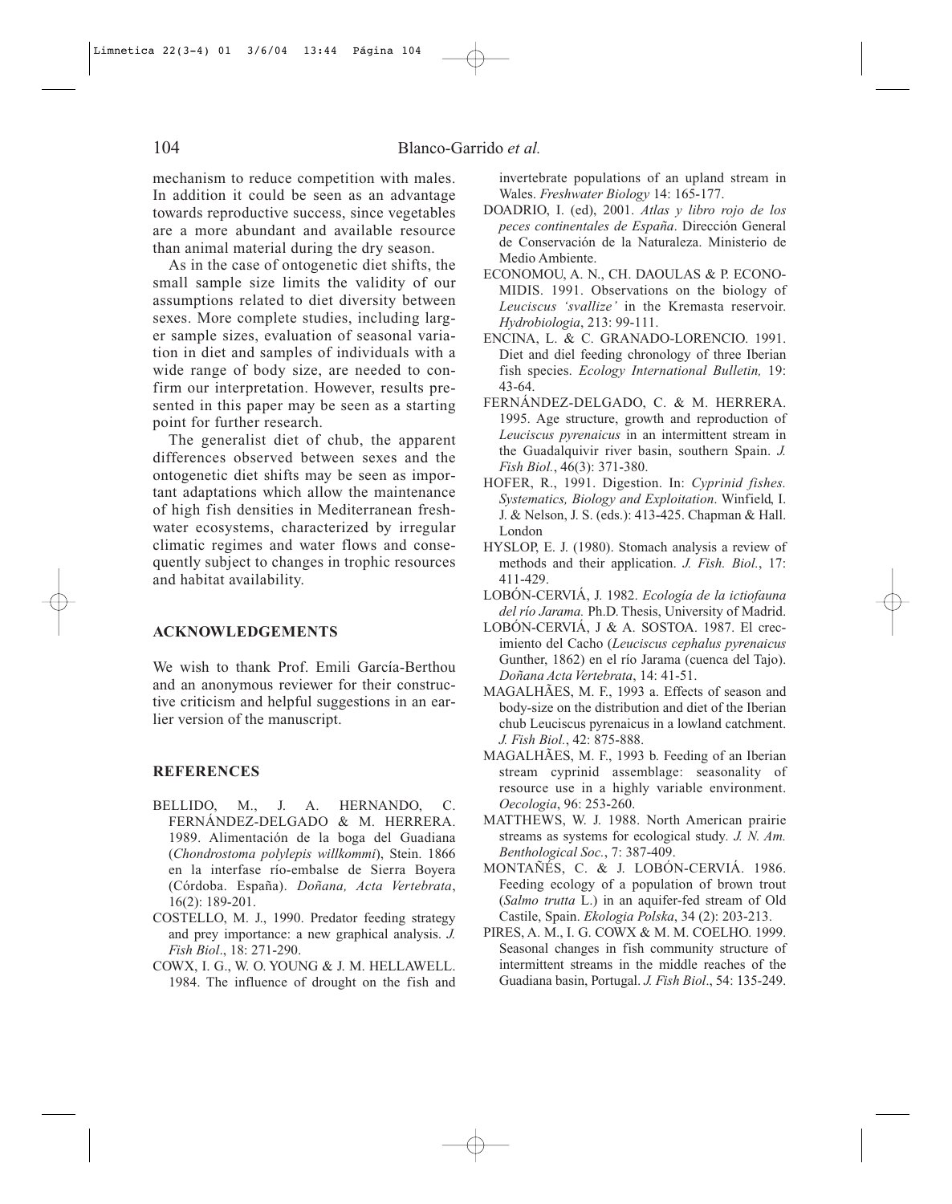mechanism to reduce competition with males. In addition it could be seen as an advantage towards reproductive success, since vegetables are a more abundant and available resource than animal material during the dry season.

As in the case of ontogenetic diet shifts, the small sample size limits the validity of our assumptions related to diet diversity between sexes. More complete studies, including larger sample sizes, evaluation of seasonal variation in diet and samples of individuals with a wide range of body size, are needed to confirm our interpretation. However, results presented in this paper may be seen as a starting point for further research.

The generalist diet of chub, the apparent differences observed between sexes and the ontogenetic diet shifts may be seen as important adaptations which allow the maintenance of high fish densities in Mediterranean freshwater ecosystems, characterized by irregular climatic regimes and water flows and consequently subject to changes in trophic resources and habitat availability.

## ACKNOWLEDGEMENTS

We wish to thank Prof. Emili García-Berthou and an anonymous reviewer for their constructive criticism and helpful suggestions in an earlier version of the manuscript.

## REFERENCES

BELLIDO, M., J. A. HERNANDO, C. FERNÁNDEZ-DELGADO & M. HERRERA. 1989. Alimentación de la boga del Guadiana (*Chondrostoma polylepis willkommi*), Stein. 1866 en la interfase río-embalse de Sierra Boyera (Córdoba. España). *Doñana, Acta Vertebrata*, 16(2): 189-201.

COSTELLO, M. J., 1990. Predator feeding strategy and prey importance: a new graphical analysis. *J. Fish Biol*., 18: 271-290.

COWX, I. G., W. O. YOUNG & J. M. HELLAWELL. 1984. The influence of drought on the fish and invertebrate populations of an upland stream in Wales. *Freshwater Biology* 14: 165-177.

DOADRIO, I. (ed), 2001. *Atlas y libro rojo de los peces continentales de España*. Dirección General de Conservación de la Naturaleza. Ministerio de Medio Ambiente.

ECONOMOU, A. N., CH. DAOULAS & P. ECONOMIDIS. 1991. Observations on the biology of *Leuciscus 'svallize'* in the Kremasta reservoir. *Hydrobiologia*, 213: 99-111.

ENCINA, L. & C. GRANADO-LORENCIO. 1991. Diet and diel feeding chronology of three Iberian fish species. *Ecology International Bulletin,* 19: 43-64.

FERNÁNDEZ-DELGADO, C. & M. HERRERA. 1995. Age structure, growth and reproduction of *Leuciscus pyrenaicus* in an intermittent stream in the Guadalquivir river basin, southern Spain. *J. Fish Biol.*, 46(3): 371-380.

HOFER, R., 1991. Digestion. In: *Cyprinid fishes. Systematics, Biology and Exploitation*. Winfield, I. J. & Nelson, J. S. (eds.): 413-425. Chapman & Hall. London

HYSLOP, E. J. (1980). Stomach analysis a review of methods and their application. *J. Fish. Biol.*, 17: 411-429.

LOBÓN-CERVIÁ, J. 1982. *Ecología de la ictiofauna del río Jarama.* Ph.D. Thesis, University of Madrid.

LOBÓN-CERVIÁ, J & A. SOSTOA. 1987. El crecimiento del Cacho (*Leuciscus cephalus pyrenaicus* Gunther, 1862) en el río Jarama (cuenca del Tajo). *Doñana Acta Vertebrata*, 14: 41-51.

MAGALHÃES, M. F., 1993 a. Effects of season and body-size on the distribution and diet of the Iberian chub Leuciscus pyrenaicus in a lowland catchment. *J. Fish Biol.*, 42: 875-888.

MAGALHÃES, M. F., 1993 b. Feeding of an Iberian stream cyprinid assemblage: seasonality of resource use in a highly variable environment. *Oecologia*, 96: 253-260.

MATTHEWS, W. J. 1988. North American prairie streams as systems for ecological study. *J. N. Am. Benthological Soc.*, 7: 387-409.

MONTAÑÉS, C. & J. LOBÓN-CERVIÁ. 1986. Feeding ecology of a population of brown trout (*Salmo trutta* L.) in an aquifer-fed stream of Old Castile, Spain. *Ekologia Polska*, 34 (2): 203-213.

PIRES, A. M., I. G. COWX & M. M. COELHO. 1999. Seasonal changes in fish community structure of intermittent streams in the middle reaches of the Guadiana basin, Portugal. *J. Fish Biol*., 54: 135-249.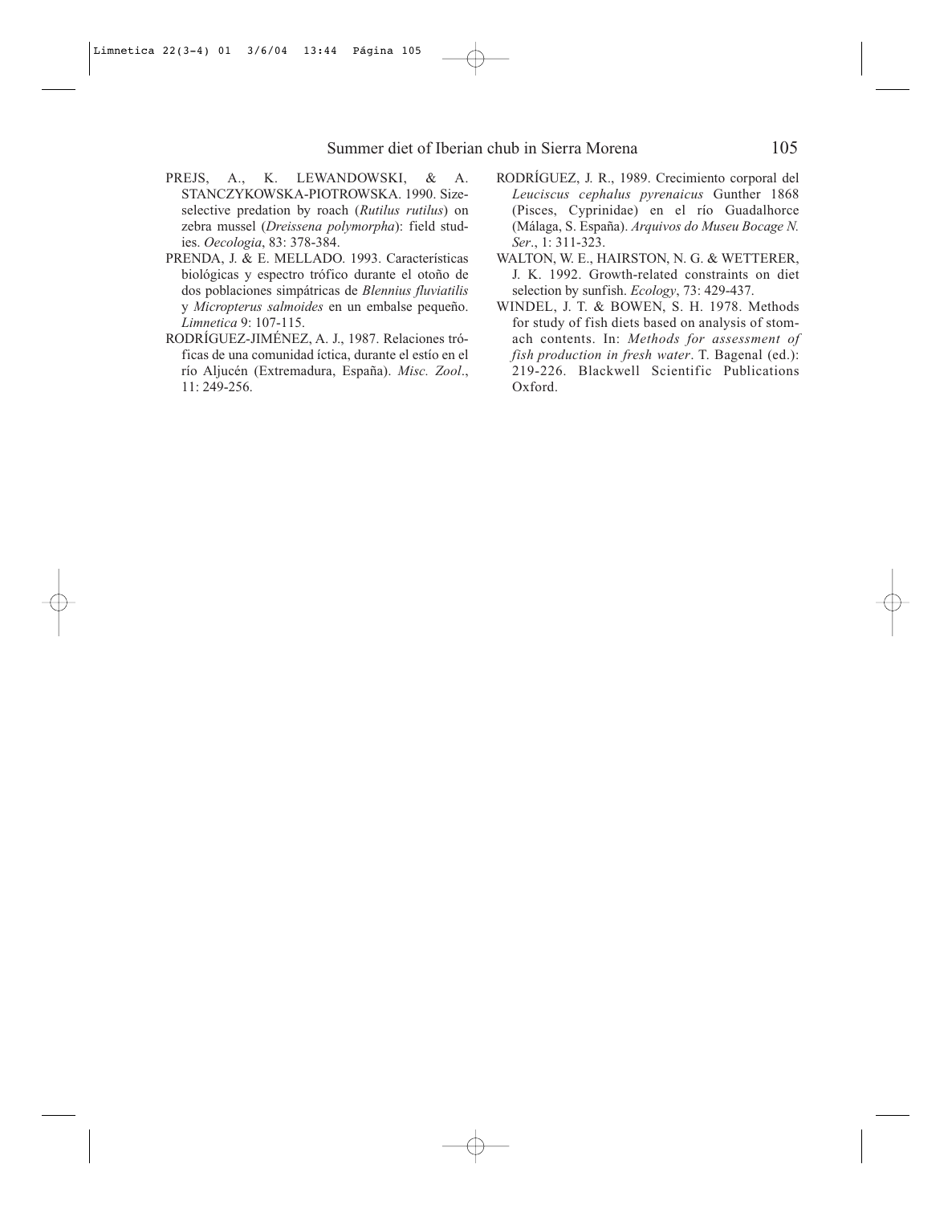PREJS, A., K. LEWANDOWSKI, & A. STANCZYKOWSKA-PIOTROWSKA. 1990. Size-selective predation by roach (*Rutilus rutilus*) on zebra mussel (*Dreissena polymorpha*): field studies. *Oecologia*, 83: 378-384.

PRENDA, J. & E. MELLADO. 1993. Características biológicas y espectro trófico durante el otoño de dos poblaciones simpátricas de *Blennius fluviatilis* y *Micropterus salmoides* en un embalse pequeño. *Limnetica* 9: 107-115.

RODRÍGUEZ-JIMÉNEZ, A. J., 1987. Relaciones tróficas de una comunidad íctica, durante el estío en el río Aljucén (Extremadura, España). *Misc. Zool*., 11: 249-256.

RODRÍGUEZ, J. R., 1989. Crecimiento corporal del *Leuciscus cephalus pyrenaicus* Gunther 1868 (Pisces, Cyprinidae) en el río Guadalhorce (Málaga, S. España). *Arquivos do Museu Bocage N. Ser*., 1: 311-323.

WALTON, W. E., HAIRSTON, N. G. & WETTERER, J. K. 1992. Growth-related constraints on diet selection by sunfish. *Ecology*, 73: 429-437.

WINDEL, J. T. & BOWEN, S. H. 1978. Methods for study of fish diets based on analysis of stomach contents. In: *Methods for assessment of fish production in fresh water*. T. Bagenal (ed.): 219-226. Blackwell Scientific Publications Oxford.